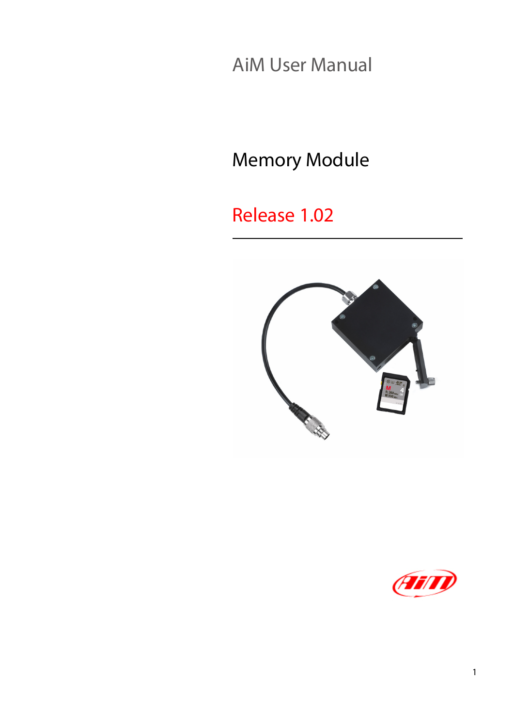AiM User Manual

# Memory Module

## Release 1.02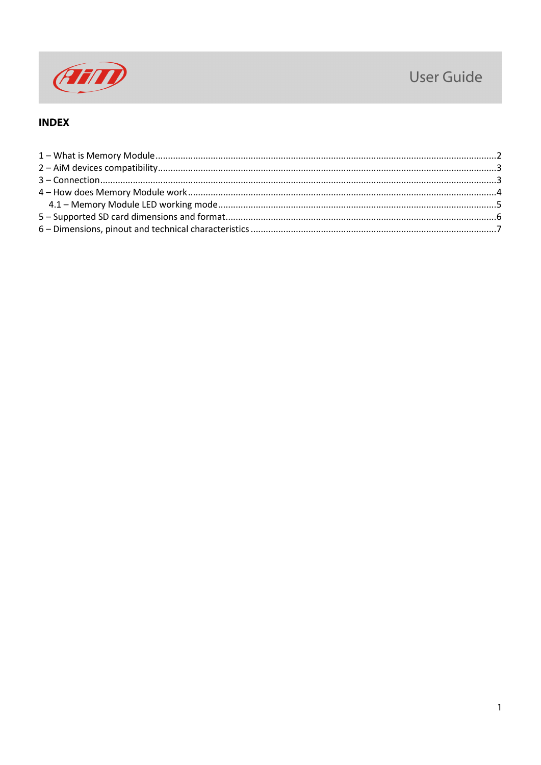## INDEX

1 – What is Memory Module.....2
2 – AiM devices compatibility.....3
3 – Connection.....3
4 – How does Memory Module work.....4
  4.1 – Memory Module LED working mode.....5
5 – Supported SD card dimensions and format.....6
6 – Dimensions, pinout and technical characteristics.....7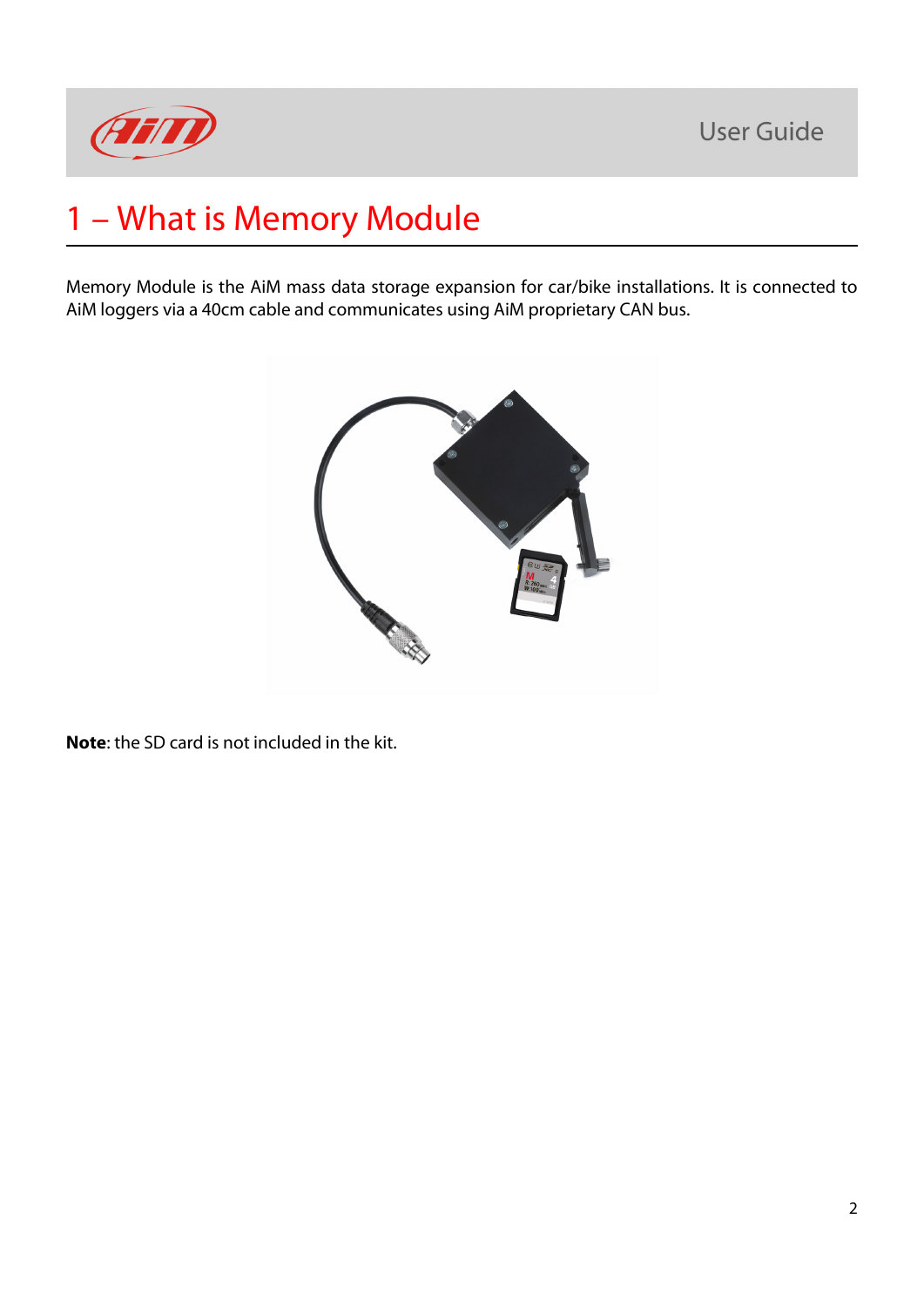# 1 – What is Memory Module

Memory Module is the AiM mass data storage expansion for car/bike installations. It is connected to AiM loggers via a 40cm cable and communicates using AiM proprietary CAN bus.

**Note**: the SD card is not included in the kit.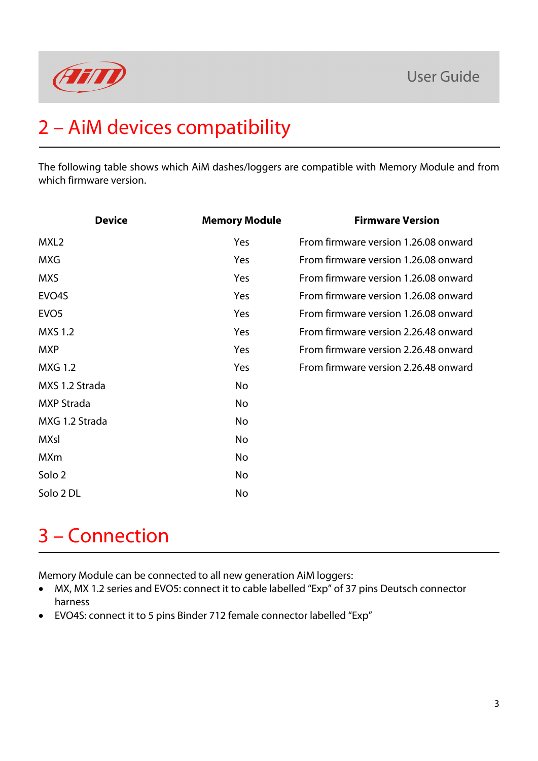# 2 – AiM devices compatibility

The following table shows which AiM dashes/loggers are compatible with Memory Module and from which firmware version.

| Device | Memory Module | Firmware Version |
|---|---|---|
| MXL2 | Yes | From firmware version 1.26.08 onward |
| MXG | Yes | From firmware version 1.26.08 onward |
| MXS | Yes | From firmware version 1.26.08 onward |
| EVO4S | Yes | From firmware version 1.26.08 onward |
| EVO5 | Yes | From firmware version 1.26.08 onward |
| MXS 1.2 | Yes | From firmware version 2.26.48 onward |
| MXP | Yes | From firmware version 2.26.48 onward |
| MXG 1.2 | Yes | From firmware version 2.26.48 onward |
| MXS 1.2 Strada | No | |
| MXP Strada | No | |
| MXG 1.2 Strada | No | |
| MXsl | No | |
| MXm | No | |
| Solo 2 | No | |
| Solo 2 DL | No | |

# 3 – Connection

Memory Module can be connected to all new generation AiM loggers:

- MX, MX 1.2 series and EVO5: connect it to cable labelled "Exp" of 37 pins Deutsch connector harness
- EVO4S: connect it to 5 pins Binder 712 female connector labelled "Exp"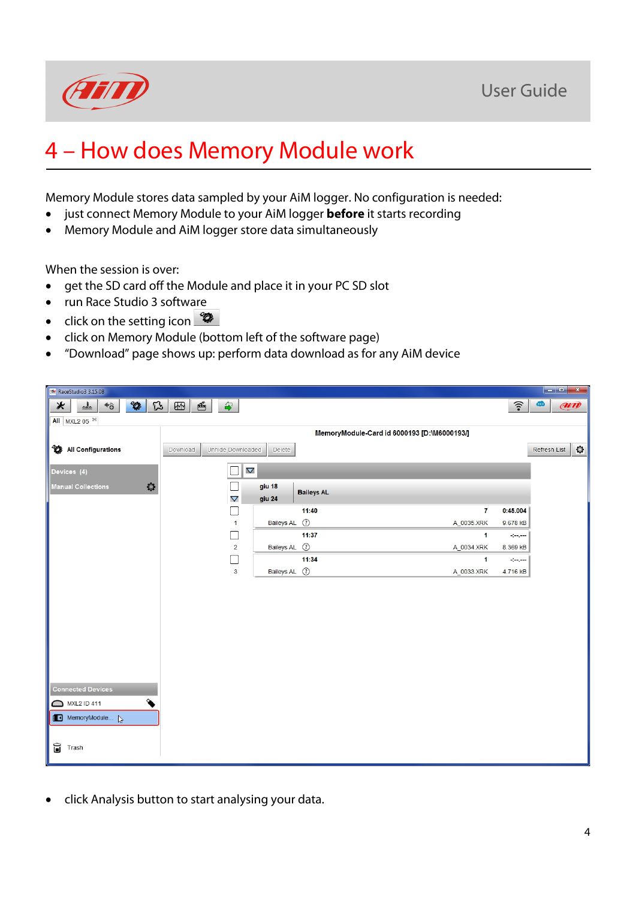# 4 – How does Memory Module work

Memory Module stores data sampled by your AiM logger. No configuration is needed:

- just connect Memory Module to your AiM logger **before** it starts recording
- Memory Module and AiM logger store data simultaneously

When the session is over:

- get the SD card off the Module and place it in your PC SD slot
- run Race Studio 3 software
- click on the setting icon
- click on Memory Module (bottom left of the software page)
- "Download" page shows up: perform data download as for any AiM device

- click Analysis button to start analysing your data.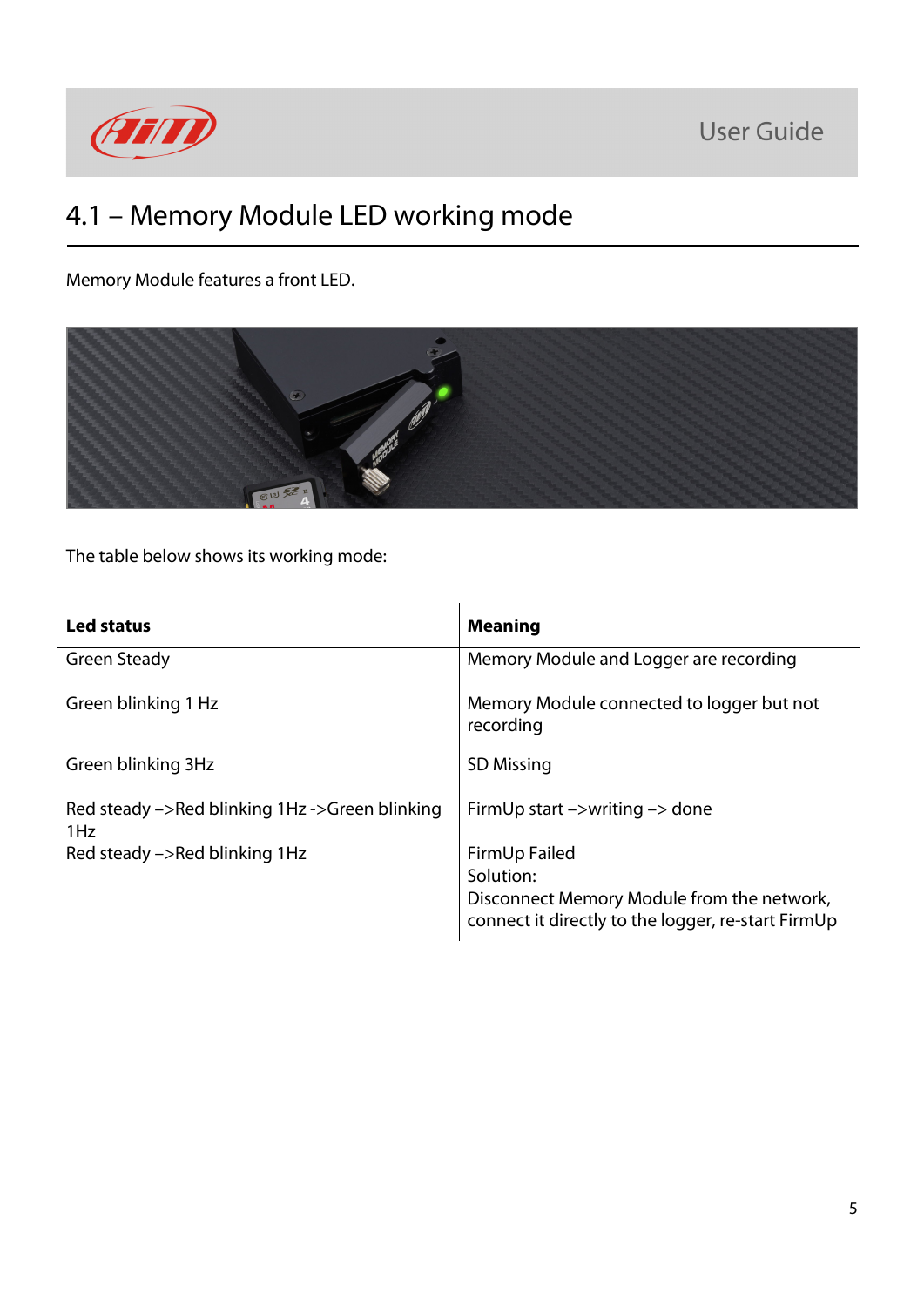## 4.1 – Memory Module LED working mode

Memory Module features a front LED.

The table below shows its working mode:

| Led status | Meaning |
|---|---|
| Green Steady | Memory Module and Logger are recording |
| Green blinking 1 Hz | Memory Module connected to logger but not recording |
| Green blinking 3Hz | SD Missing |
| Red steady –>Red blinking 1Hz ->Green blinking 1Hz | FirmUp start –>writing –> done |
| Red steady –>Red blinking 1Hz | FirmUp Failed<br>Solution:<br>Disconnect Memory Module from the network, connect it directly to the logger, re-start FirmUp |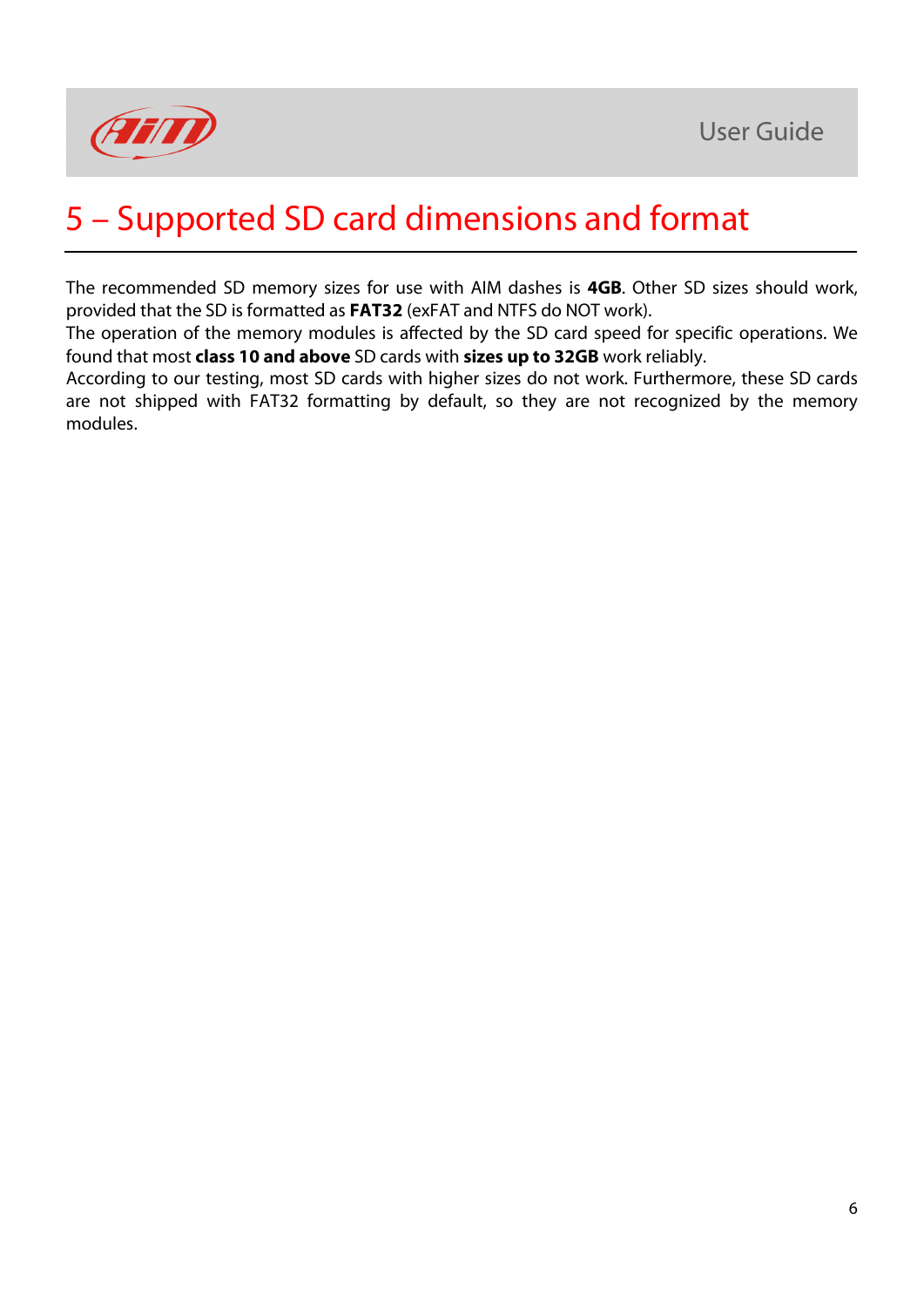# 5 – Supported SD card dimensions and format

The recommended SD memory sizes for use with AIM dashes is **4GB**. Other SD sizes should work, provided that the SD is formatted as **FAT32** (exFAT and NTFS do NOT work).
The operation of the memory modules is affected by the SD card speed for specific operations. We found that most **class 10 and above** SD cards with **sizes up to 32GB** work reliably.
According to our testing, most SD cards with higher sizes do not work. Furthermore, these SD cards are not shipped with FAT32 formatting by default, so they are not recognized by the memory modules.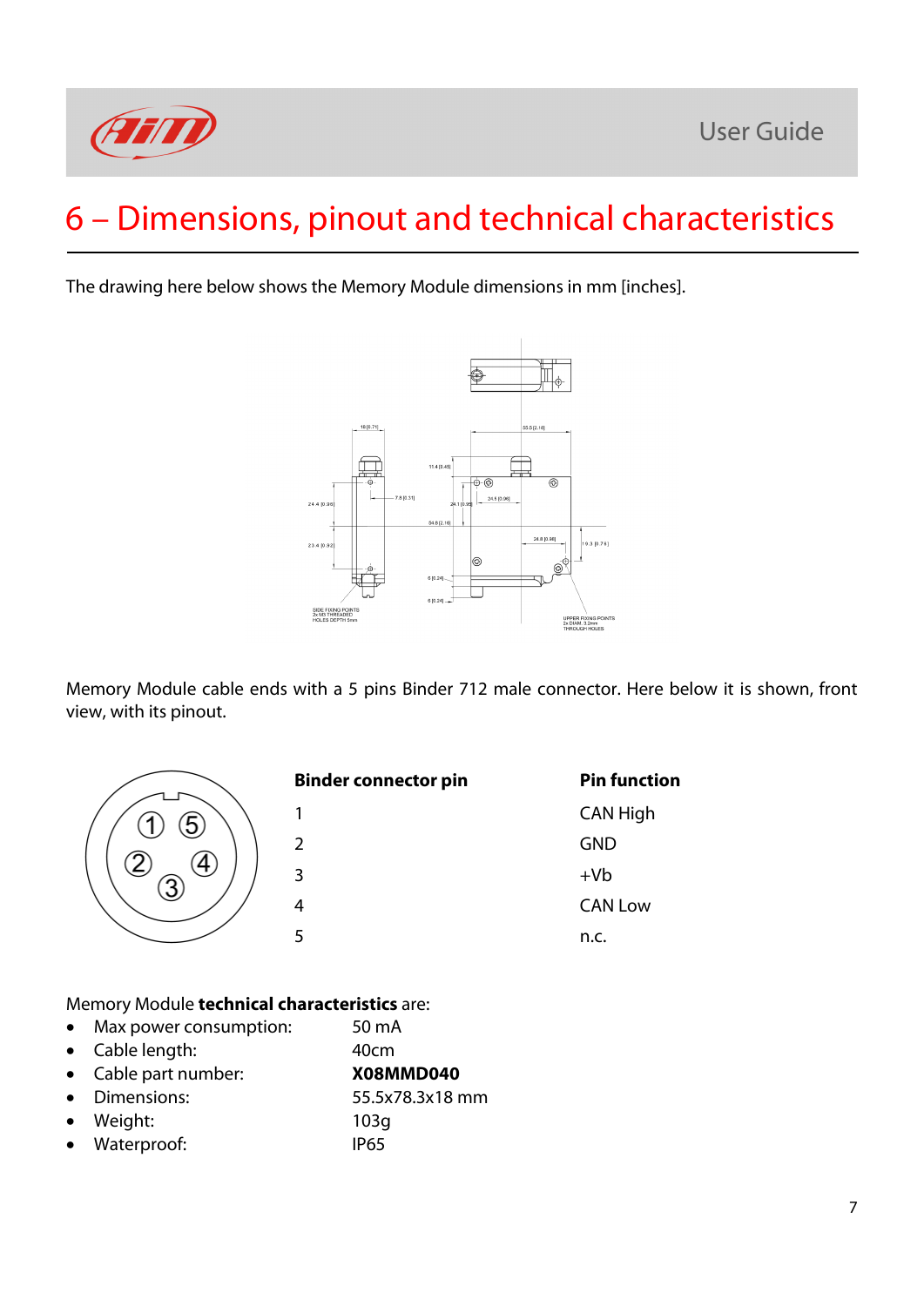# 6 – Dimensions, pinout and technical characteristics

The drawing here below shows the Memory Module dimensions in mm [inches].

Memory Module cable ends with a 5 pins Binder 712 male connector. Here below it is shown, front view, with its pinout.

| Binder connector pin | Pin function |
|---|---|
| 1 | CAN High |
| 2 | GND |
| 3 | +Vb |
| 4 | CAN Low |
| 5 | n.c. |

Memory Module **technical characteristics** are:

- Max power consumption: 50 mA
- Cable length: 40cm
- Cable part number: **X08MMD040**
- Dimensions: 55.5x78.3x18 mm
- Weight: 103g
- Waterproof: IP65